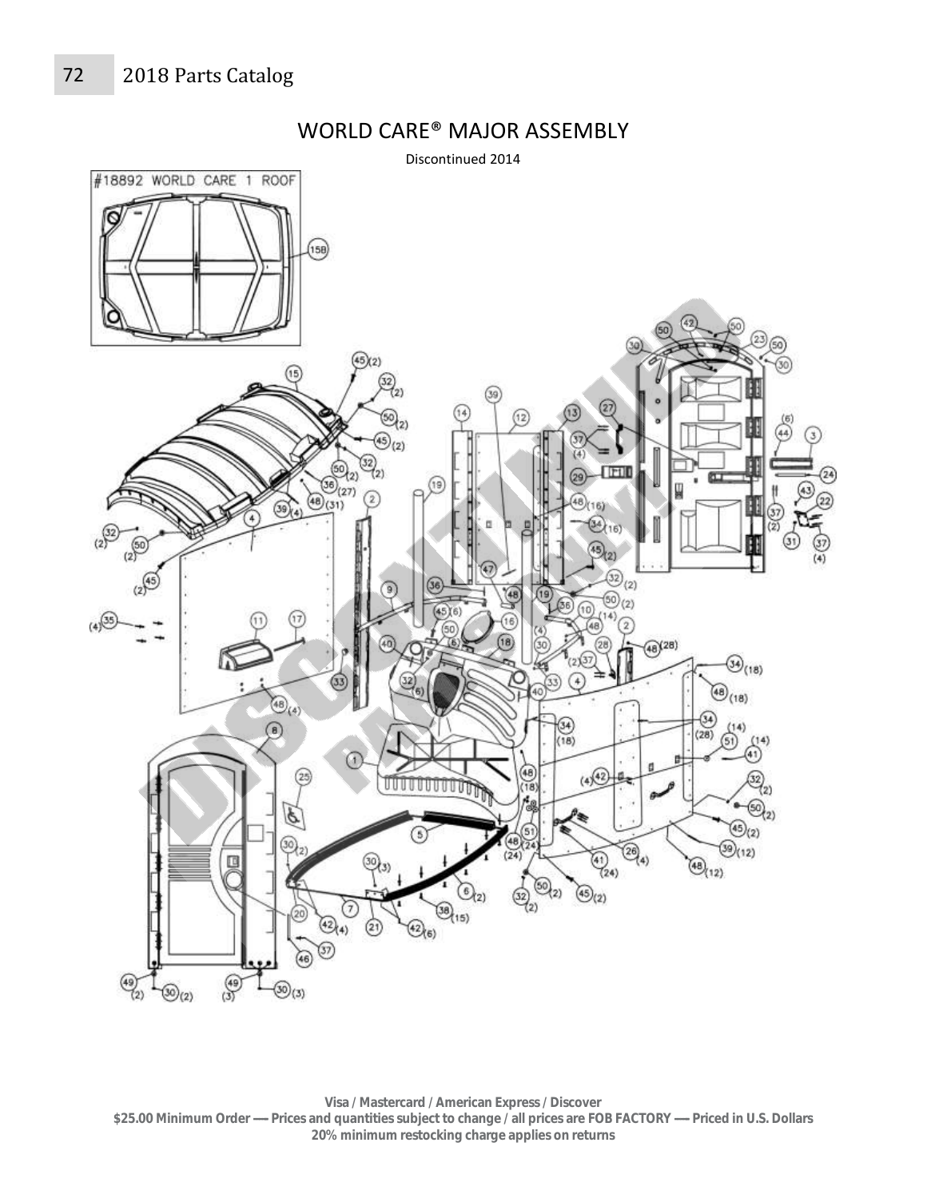# WORLD CARE® MAJOR ASSEMBLY

Discontinued 2014

#18892 WORLD CARE 1 ROOF

Visa / Mastercard / American Express / Discover

$25.00 Minimum Order — Prices and quantities subject to change / all prices are FOB FACTORY — Priced in U.S. Dollars

20% minimum restocking charge applies on returns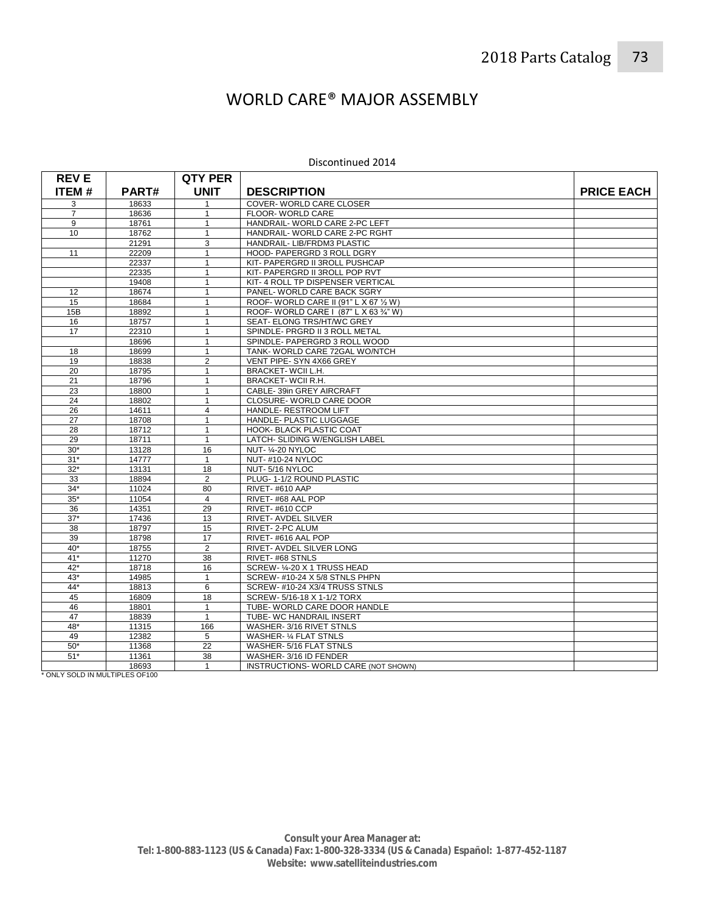# WORLD CARE® MAJOR ASSEMBLY

Discontinued 2014

| REV E ITEM # | PART# | QTY PER UNIT | DESCRIPTION | PRICE EACH |
|---|---|---|---|---|
| 3 | 18633 | 1 | COVER- WORLD CARE CLOSER | |
| 7 | 18636 | 1 | FLOOR- WORLD CARE | |
| 9 | 18761 | 1 | HANDRAIL- WORLD CARE 2-PC LEFT | |
| 10 | 18762 | 1 | HANDRAIL- WORLD CARE 2-PC RGHT | |
| | 21291 | 3 | HANDRAIL- LIB/FRDM3 PLASTIC | |
| 11 | 22209 | 1 | HOOD- PAPERGRD 3 ROLL DGRY | |
| | 22337 | 1 | KIT- PAPERGRD II 3ROLL PUSHCAP | |
| | 22335 | 1 | KIT- PAPERGRD II 3ROLL POP RVT | |
| | 19408 | 1 | KIT- 4 ROLL TP DISPENSER VERTICAL | |
| 12 | 18674 | 1 | PANEL- WORLD CARE BACK SGRY | |
| 15 | 18684 | 1 | ROOF- WORLD CARE II (91" L X 67 ½ W) | |
| 15B | 18892 | 1 | ROOF- WORLD CARE I (87" L X 63 ¾" W) | |
| 16 | 18757 | 1 | SEAT- ELONG TRS/HT/WC GREY | |
| 17 | 22310 | 1 | SPINDLE- PRGRD II 3 ROLL METAL | |
| | 18696 | 1 | SPINDLE- PAPERGRD 3 ROLL WOOD | |
| 18 | 18699 | 1 | TANK- WORLD CARE 72GAL WO/NTCH | |
| 19 | 18838 | 2 | VENT PIPE- SYN 4X66 GREY | |
| 20 | 18795 | 1 | BRACKET- WCII L.H. | |
| 21 | 18796 | 1 | BRACKET- WCII R.H. | |
| 23 | 18800 | 1 | CABLE- 39in GREY AIRCRAFT | |
| 24 | 18802 | 1 | CLOSURE- WORLD CARE DOOR | |
| 26 | 14611 | 4 | HANDLE- RESTROOM LIFT | |
| 27 | 18708 | 1 | HANDLE- PLASTIC LUGGAGE | |
| 28 | 18712 | 1 | HOOK- BLACK PLASTIC COAT | |
| 29 | 18711 | 1 | LATCH- SLIDING W/ENGLISH LABEL | |
| 30* | 13128 | 16 | NUT- ¼-20 NYLOC | |
| 31* | 14777 | 1 | NUT- #10-24 NYLOC | |
| 32* | 13131 | 18 | NUT- 5/16 NYLOC | |
| 33 | 18894 | 2 | PLUG- 1-1/2 ROUND PLASTIC | |
| 34* | 11024 | 80 | RIVET- #610 AAP | |
| 35* | 11054 | 4 | RIVET- #68 AAL POP | |
| 36 | 14351 | 29 | RIVET- #610 CCP | |
| 37* | 17436 | 13 | RIVET- AVDEL SILVER | |
| 38 | 18797 | 15 | RIVET- 2-PC ALUM | |
| 39 | 18798 | 17 | RIVET- #616 AAL POP | |
| 40* | 18755 | 2 | RIVET- AVDEL SILVER LONG | |
| 41* | 11270 | 38 | RIVET- #68 STNLS | |
| 42* | 18718 | 16 | SCREW- ¼-20 X 1 TRUSS HEAD | |
| 43* | 14985 | 1 | SCREW- #10-24 X 5/8 STNLS PHPN | |
| 44* | 18813 | 6 | SCREW- #10-24 X3/4 TRUSS STNLS | |
| 45 | 16809 | 18 | SCREW- 5/16-18 X 1-1/2 TORX | |
| 46 | 18801 | 1 | TUBE- WORLD CARE DOOR HANDLE | |
| 47 | 18839 | 1 | TUBE- WC HANDRAIL INSERT | |
| 48* | 11315 | 166 | WASHER- 3/16 RIVET STNLS | |
| 49 | 12382 | 5 | WASHER- ¼ FLAT STNLS | |
| 50* | 11368 | 22 | WASHER- 5/16 FLAT STNLS | |
| 51* | 11361 | 38 | WASHER- 3/16 ID FENDER | |
| | 18693 | 1 | INSTRUCTIONS- WORLD CARE (NOT SHOWN) | |

* ONLY SOLD IN MULTIPLES OF100

**Consult your Area Manager at:**
**Tel: 1-800-883-1123 (US & Canada) Fax: 1-800-328-3334 (US & Canada) Español: 1-877-452-1187**
**Website: www.satelliteindustries.com**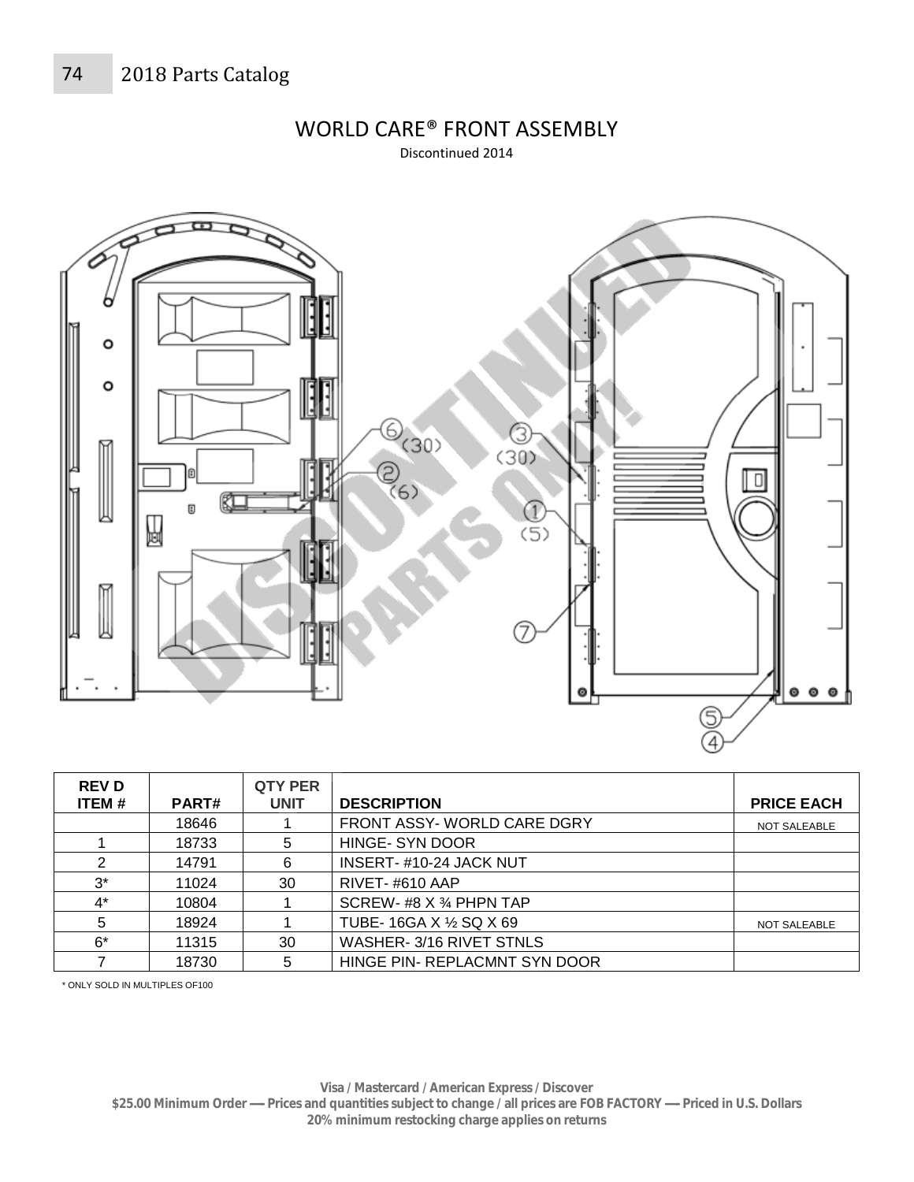# WORLD CARE® FRONT ASSEMBLY

Discontinued 2014

| REV D ITEM # | PART# | QTY PER UNIT | DESCRIPTION | PRICE EACH |
|---|---|---|---|---|
| | 18646 | 1 | FRONT ASSY- WORLD CARE DGRY | NOT SALEABLE |
| 1 | 18733 | 5 | HINGE- SYN DOOR | |
| 2 | 14791 | 6 | INSERT- #10-24 JACK NUT | |
| 3* | 11024 | 30 | RIVET- #610 AAP | |
| 4* | 10804 | 1 | SCREW- #8 X ¾ PHPN TAP | |
| 5 | 18924 | 1 | TUBE- 16GA X ½ SQ X 69 | NOT SALEABLE |
| 6* | 11315 | 30 | WASHER- 3/16 RIVET STNLS | |
| 7 | 18730 | 5 | HINGE PIN- REPLACMNT SYN DOOR | |

* ONLY SOLD IN MULTIPLES OF100

**Visa / Mastercard / American Express / Discover**
**$25.00 Minimum Order — Prices and quantities subject to change / all prices are FOB FACTORY — Priced in U.S. Dollars**
**20% minimum restocking charge applies on returns**